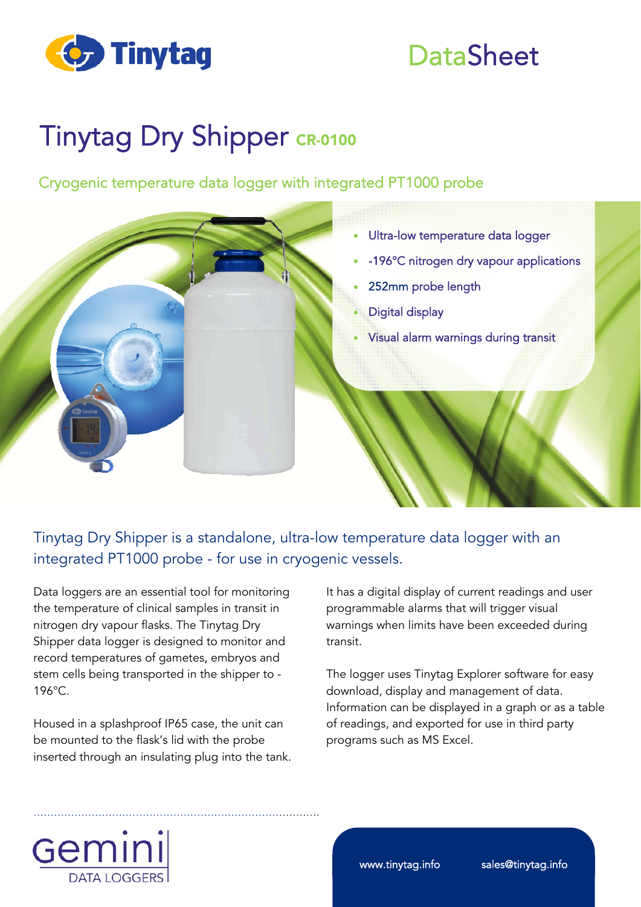Tinytag

DataSheet

# Tinytag Dry Shipper CR-0100

## Cryogenic temperature data logger with integrated PT1000 probe

- Ultra-low temperature data logger
- -196°C nitrogen dry vapour applications
- 252mm probe length
- Digital display
- Visual alarm warnings during transit

### Tinytag Dry Shipper is a standalone, ultra-low temperature data logger with an integrated PT1000 probe - for use in cryogenic vessels.

Data loggers are an essential tool for monitoring the temperature of clinical samples in transit in nitrogen dry vapour flasks. The Tinytag Dry Shipper data logger is designed to monitor and record temperatures of gametes, embryos and stem cells being transported in the shipper to -196°C.

Housed in a splashproof IP65 case, the unit can be mounted to the flask's lid with the probe inserted through an insulating plug into the tank.

It has a digital display of current readings and user programmable alarms that will trigger visual warnings when limits have been exceeded during transit.

The logger uses Tinytag Explorer software for easy download, display and management of data. Information can be displayed in a graph or as a table of readings, and exported for use in third party programs such as MS Excel.

Gemini DATA LOGGERS

www.tinytag.info sales@tinytag.info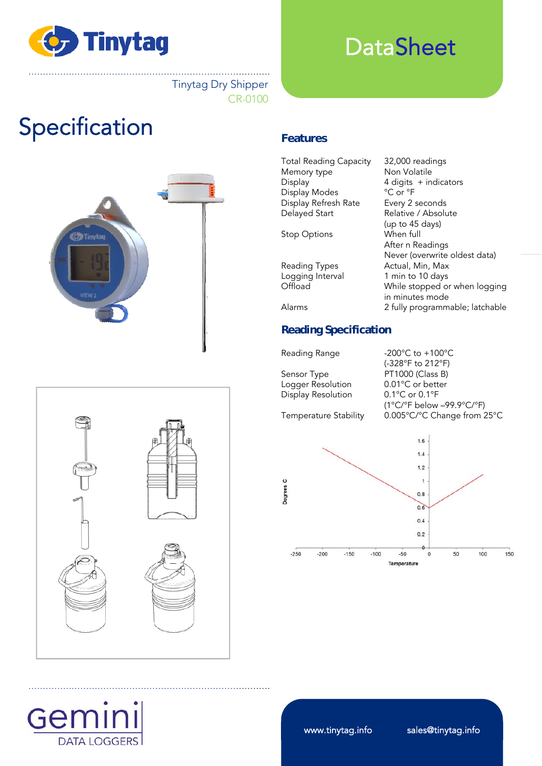Tinytag Dry Shipper
CR-0100

# DataSheet

# Specification

## Features

| | |
|---|---|
| Total Reading Capacity | 32,000 readings |
| Memory type | Non Volatile |
| Display | 4 digits + indicators |
| Display Modes | °C or °F |
| Display Refresh Rate | Every 2 seconds |
| Delayed Start | Relative / Absolute (up to 45 days) |
| Stop Options | When full<br>After n Readings<br>Never (overwrite oldest data) |
| Reading Types | Actual, Min, Max |
| Logging Interval | 1 min to 10 days |
| Offload | While stopped or when logging in minutes mode |
| Alarms | 2 fully programmable; latchable |

## Reading Specification

| | |
|---|---|
| Reading Range | -200°C to +100°C<br>(-328°F to 212°F) |
| Sensor Type | PT1000 (Class B) |
| Logger Resolution | 0.01°C or better |
| Display Resolution | 0.1°C or 0.1°F<br>(1°C/°F below –99.9°C/°F) |
| Temperature Stability | 0.005°C/°C Change from 25°C |

www.tinytag.info sales@tinytag.info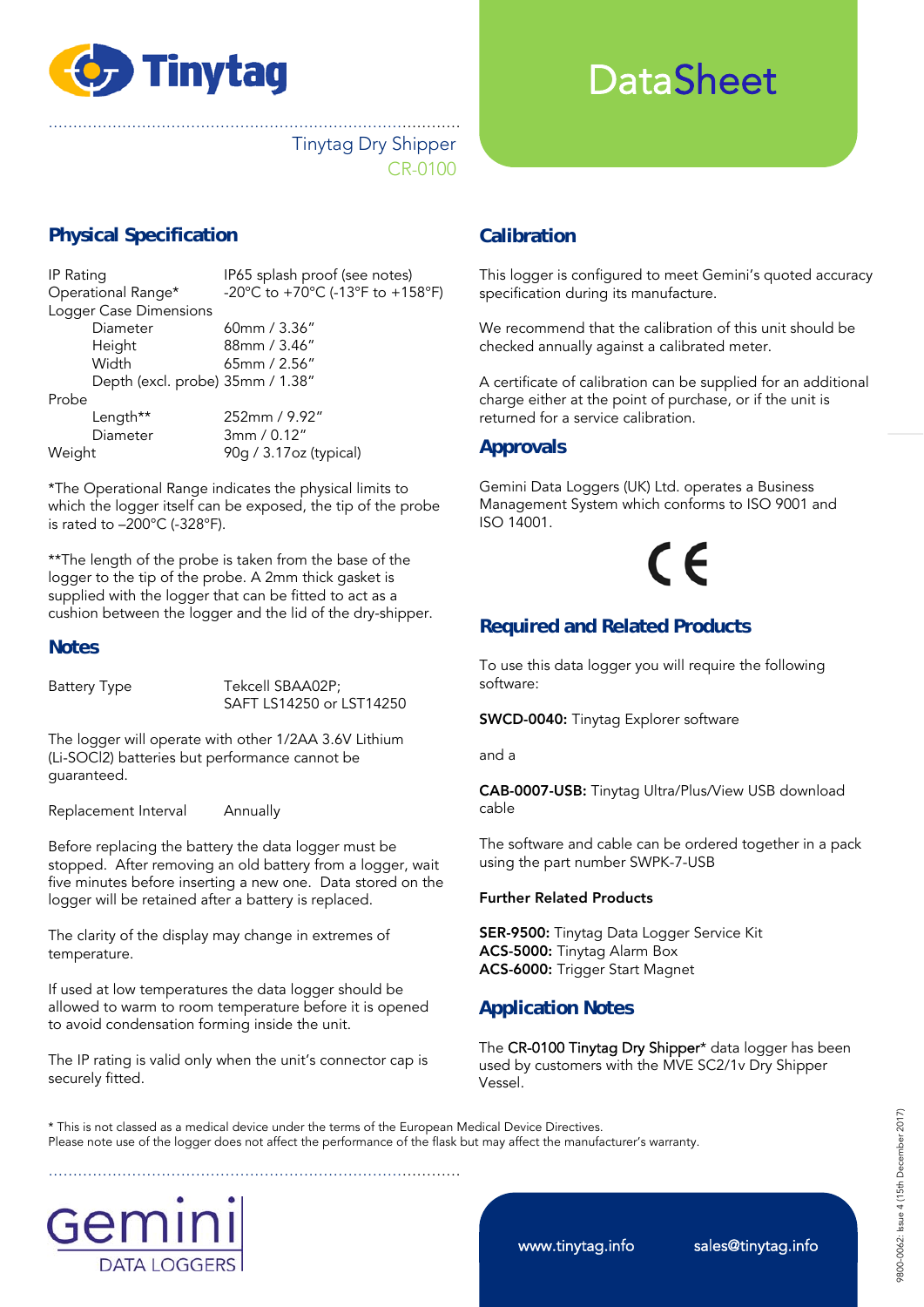Tinytag

# DataSheet

Tinytag Dry Shipper
CR-0100

## Physical Specification

| | |
|---|---|
| IP Rating | IP65 splash proof (see notes) |
| Operational Range* | -20°C to +70°C (-13°F to +158°F) |
| Logger Case Dimensions | |
| Diameter | 60mm / 3.36" |
| Height | 88mm / 3.46" |
| Width | 65mm / 2.56" |
| Depth (excl. probe) | 35mm / 1.38" |
| Probe | |
| Length** | 252mm / 9.92" |
| Diameter | 3mm / 0.12" |
| Weight | 90g / 3.17oz (typical) |

*The Operational Range indicates the physical limits to which the logger itself can be exposed, the tip of the probe is rated to –200°C (-328°F).

**The length of the probe is taken from the base of the logger to the tip of the probe. A 2mm thick gasket is supplied with the logger that can be fitted to act as a cushion between the logger and the lid of the dry-shipper.

## Notes

| | |
|---|---|
| Battery Type | Tekcell SBAA02P; SAFT LS14250 or LST14250 |

The logger will operate with other 1/2AA 3.6V Lithium (Li-SOCl2) batteries but performance cannot be guaranteed.

| | |
|---|---|
| Replacement Interval | Annually |

Before replacing the battery the data logger must be stopped. After removing an old battery from a logger, wait five minutes before inserting a new one. Data stored on the logger will be retained after a battery is replaced.

The clarity of the display may change in extremes of temperature.

If used at low temperatures the data logger should be allowed to warm to room temperature before it is opened to avoid condensation forming inside the unit.

The IP rating is valid only when the unit's connector cap is securely fitted.

## Calibration

This logger is configured to meet Gemini's quoted accuracy specification during its manufacture.

We recommend that the calibration of this unit should be checked annually against a calibrated meter.

A certificate of calibration can be supplied for an additional charge either at the point of purchase, or if the unit is returned for a service calibration.

## Approvals

Gemini Data Loggers (UK) Ltd. operates a Business Management System which conforms to ISO 9001 and ISO 14001.

CE

## Required and Related Products

To use this data logger you will require the following software:

**SWCD-0040:** Tinytag Explorer software

and a

**CAB-0007-USB:** Tinytag Ultra/Plus/View USB download cable

The software and cable can be ordered together in a pack using the part number SWPK-7-USB

**Further Related Products**

**SER-9500:** Tinytag Data Logger Service Kit
**ACS-5000:** Tinytag Alarm Box
**ACS-6000:** Trigger Start Magnet

## Application Notes

The CR-0100 Tinytag Dry Shipper* data logger has been used by customers with the MVE SC2/1v Dry Shipper Vessel.

\* This is not classed as a medical device under the terms of the European Medical Device Directives.
Please note use of the logger does not affect the performance of the flask but may affect the manufacturer's warranty.

Gemini DATA LOGGERS

www.tinytag.info    sales@tinytag.info

9800-0062: Issue 4 (15th December 2017)